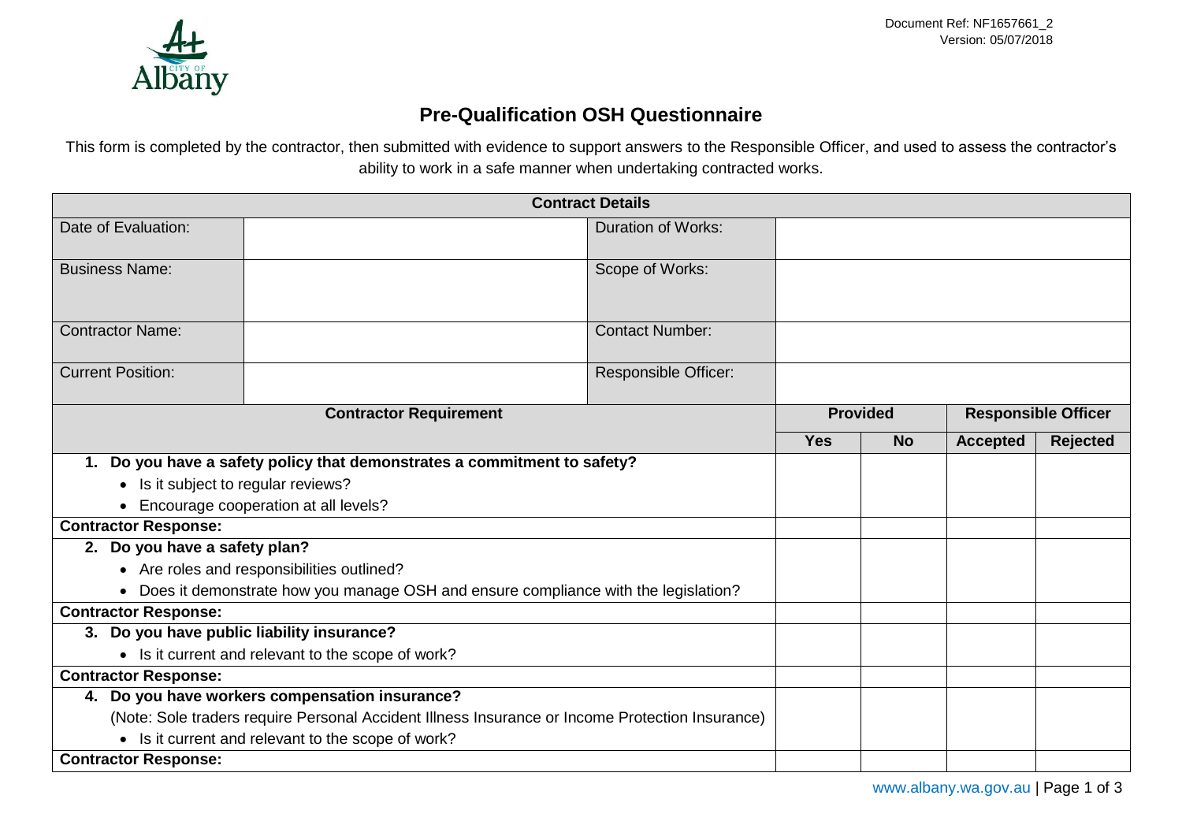Document Ref: NF1657661_2
Version: 05/07/2018

# Pre-Qualification OSH Questionnaire

This form is completed by the contractor, then submitted with evidence to support answers to the Responsible Officer, and used to assess the contractor's ability to work in a safe manner when undertaking contracted works.

| **Contract Details** | | | |
|---|---|---|---|
| Date of Evaluation: | | Duration of Works: | |
| Business Name: | | Scope of Works: | |
| Contractor Name: | | Contact Number: | |
| Current Position: | | Responsible Officer: | |

| **Contractor Requirement** | **Provided** | | **Responsible Officer** | |
|---|---|---|---|---|
| | **Yes** | **No** | **Accepted** | **Rejected** |
| **1. Do you have a safety policy that demonstrates a commitment to safety?**<br>• Is it subject to regular reviews?<br>• Encourage cooperation at all levels? | | | | |
| **Contractor Response:** | | | | |
| **2. Do you have a safety plan?**<br>• Are roles and responsibilities outlined?<br>• Does it demonstrate how you manage OSH and ensure compliance with the legislation? | | | | |
| **Contractor Response:** | | | | |
| **3. Do you have public liability insurance?**<br>• Is it current and relevant to the scope of work? | | | | |
| **Contractor Response:** | | | | |
| **4. Do you have workers compensation insurance?**<br>(Note: Sole traders require Personal Accident Illness Insurance or Income Protection Insurance)<br>• Is it current and relevant to the scope of work? | | | | |
| **Contractor Response:** | | | | |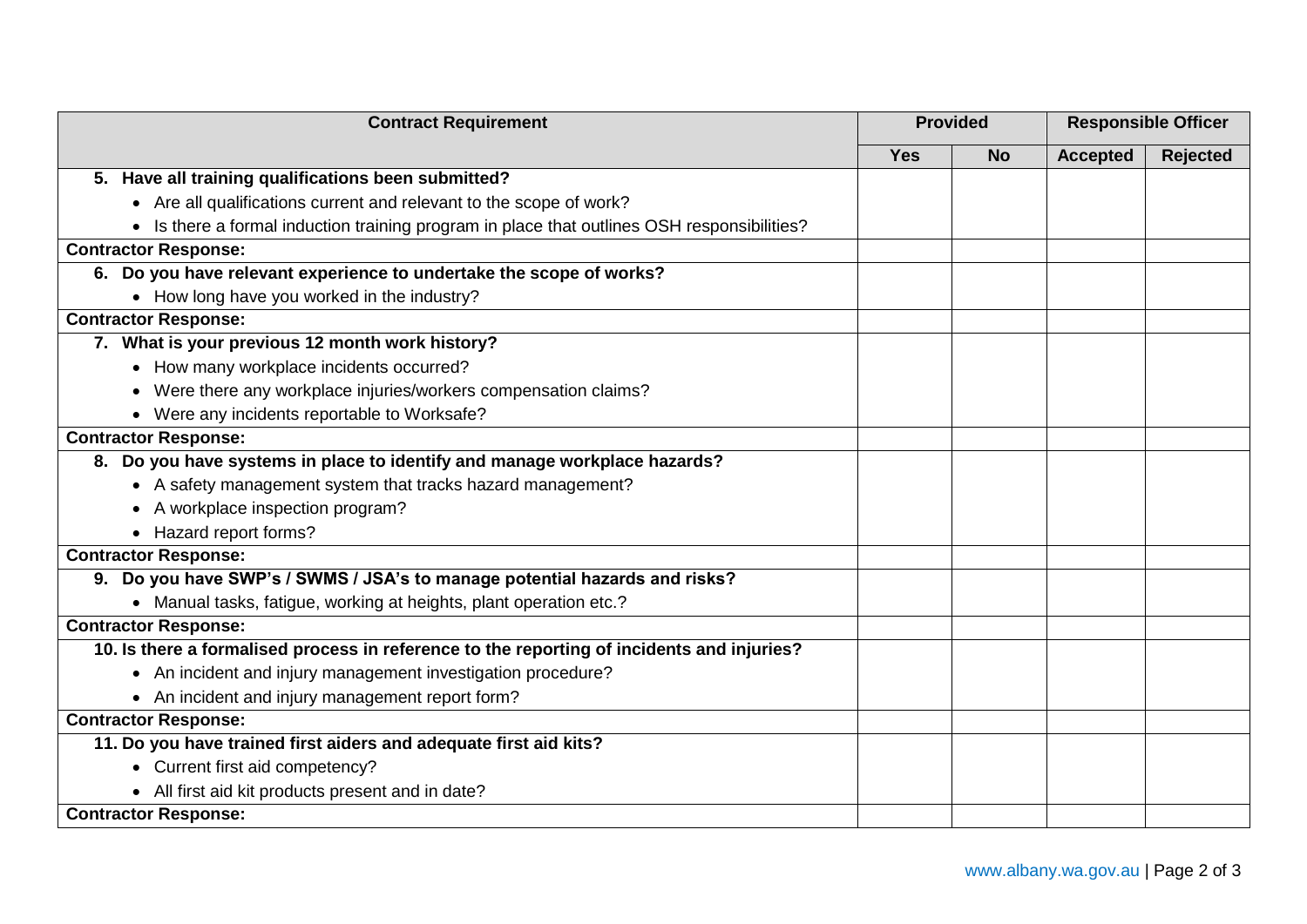| Contract Requirement | Provided | | Responsible Officer | |
|---|---|---|---|---|
| | **Yes** | **No** | **Accepted** | **Rejected** |
| **5. Have all training qualifications been submitted?** | | | | |
| • Are all qualifications current and relevant to the scope of work? | | | | |
| • Is there a formal induction training program in place that outlines OSH responsibilities? | | | | |
| **Contractor Response:** | | | | |
| **6. Do you have relevant experience to undertake the scope of works?** | | | | |
| • How long have you worked in the industry? | | | | |
| **Contractor Response:** | | | | |
| **7. What is your previous 12 month work history?** | | | | |
| • How many workplace incidents occurred? | | | | |
| • Were there any workplace injuries/workers compensation claims? | | | | |
| • Were any incidents reportable to Worksafe? | | | | |
| **Contractor Response:** | | | | |
| **8. Do you have systems in place to identify and manage workplace hazards?** | | | | |
| • A safety management system that tracks hazard management? | | | | |
| • A workplace inspection program? | | | | |
| • Hazard report forms? | | | | |
| **Contractor Response:** | | | | |
| **9. Do you have SWP's / SWMS / JSA's to manage potential hazards and risks?** | | | | |
| • Manual tasks, fatigue, working at heights, plant operation etc.? | | | | |
| **Contractor Response:** | | | | |
| **10. Is there a formalised process in reference to the reporting of incidents and injuries?** | | | | |
| • An incident and injury management investigation procedure? | | | | |
| • An incident and injury management report form? | | | | |
| **Contractor Response:** | | | | |
| **11. Do you have trained first aiders and adequate first aid kits?** | | | | |
| • Current first aid competency? | | | | |
| • All first aid kit products present and in date? | | | | |
| **Contractor Response:** | | | | |

www.albany.wa.gov.au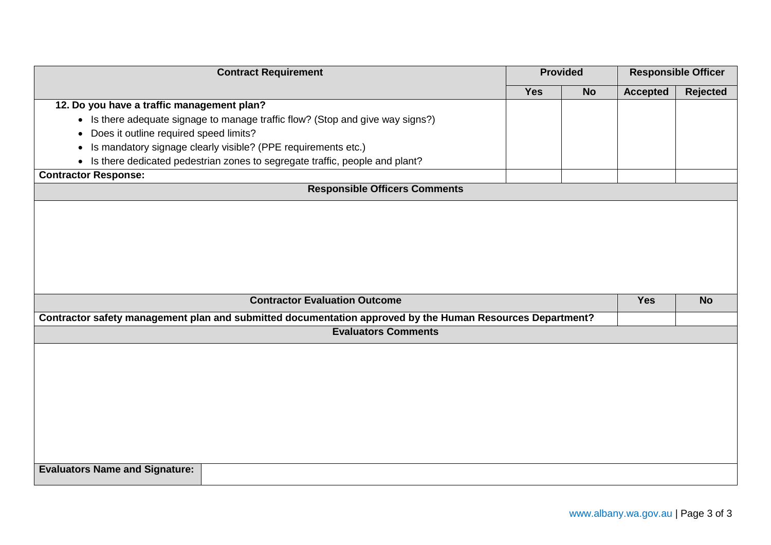| Contract Requirement | Provided | | Responsible Officer | |
|---|---|---|---|---|
| | Yes | No | Accepted | Rejected |
| **12. Do you have a traffic management plan?**<br>• Is there adequate signage to manage traffic flow? (Stop and give way signs?)<br>• Does it outline required speed limits?<br>• Is mandatory signage clearly visible? (PPE requirements etc.)<br>• Is there dedicated pedestrian zones to segregate traffic, people and plant? | | | | |
| **Contractor Response:** | | | | |

| **Responsible Officers Comments** |
|---|
| |

| Contractor Evaluation Outcome | Yes | No |
|---|---|---|
| **Contractor safety management plan and submitted documentation approved by the Human Resources Department?** | | |

| **Evaluators Comments** |
|---|
| |

| | |
|---|---|
| **Evaluators Name and Signature:** | |